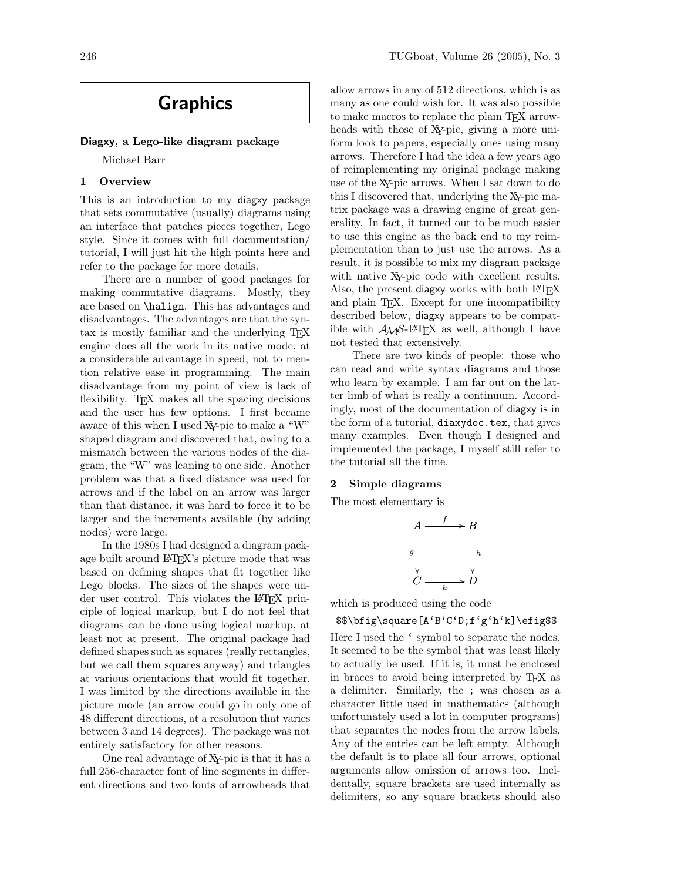# Graphics

## Diagxy, a Lego-like diagram package

Michael Barr

### 1 Overview

This is an introduction to my diagxy package that sets commutative (usually) diagrams using an interface that patches pieces together, Lego style. Since it comes with full documentation/tutorial, I will just hit the high points here and refer to the package for more details.

There are a number of good packages for making commutative diagrams. Mostly, they are based on \halign. This has advantages and disadvantages. The advantages are that the syntax is mostly familiar and the underlying TEX engine does all the work in its native mode, at a considerable advantage in speed, not to mention relative ease in programming. The main disadvantage from my point of view is lack of flexibility. TEX makes all the spacing decisions and the user has few options. I first became aware of this when I used XY-pic to make a "W" shaped diagram and discovered that, owing to a mismatch between the various nodes of the diagram, the "W" was leaning to one side. Another problem was that a fixed distance was used for arrows and if the label on an arrow was larger than that distance, it was hard to force it to be larger and the increments available (by adding nodes) were large.

In the 1980s I had designed a diagram package built around LATEX's picture mode that was based on defining shapes that fit together like Lego blocks. The sizes of the shapes were under user control. This violates the LATEX principle of logical markup, but I do not feel that diagrams can be done using logical markup, at least not at present. The original package had defined shapes such as squares (really rectangles, but we call them squares anyway) and triangles at various orientations that would fit together. I was limited by the directions available in the picture mode (an arrow could go in only one of 48 different directions, at a resolution that varies between 3 and 14 degrees). The package was not entirely satisfactory for other reasons.

One real advantage of XY-pic is that it has a full 256-character font of line segments in different directions and two fonts of arrowheads that allow arrows in any of 512 directions, which is as many as one could wish for. It was also possible to make macros to replace the plain TEX arrowheads with those of XY-pic, giving a more uniform look to papers, especially ones using many arrows. Therefore I had the idea a few years ago of reimplementing my original package making use of the XY-pic arrows. When I sat down to do this I discovered that, underlying the XY-pic matrix package was a drawing engine of great generality. In fact, it turned out to be much easier to use this engine as the back end to my reimplementation than to just use the arrows. As a result, it is possible to mix my diagram package with native XY-pic code with excellent results. Also, the present diagxy works with both LATEX and plain TEX. Except for one incompatibility described below, diagxy appears to be compatible with AMS-LATEX as well, although I have not tested that extensively.

There are two kinds of people: those who can read and write syntax diagrams and those who learn by example. I am far out on the latter limb of what is really a continuum. Accordingly, most of the documentation of diagxy is in the form of a tutorial, diaxydoc.tex, that gives many examples. Even though I designed and implemented the package, I myself still refer to the tutorial all the time.

### 2 Simple diagrams

The most elementary is

$$\begin{array}{ccc} A & \xrightarrow{f} & B \\ {\scriptstyle g}\downarrow & & \downarrow{\scriptstyle h} \\ C & \xrightarrow[k]{} & D \end{array}$$

which is produced using the code

```
$$\bfig\square[A`B`C`D;f`g`h`k]\efig$$
```

Here I used the ` symbol to separate the nodes. It seemed to be the symbol that was least likely to actually be used. If it is, it must be enclosed in braces to avoid being interpreted by TEX as a delimiter. Similarly, the ; was chosen as a character little used in mathematics (although unfortunately used a lot in computer programs) that separates the nodes from the arrow labels. Any of the entries can be left empty. Although the default is to place all four arrows, optional arguments allow omission of arrows too. Incidentally, square brackets are used internally as delimiters, so any square brackets should also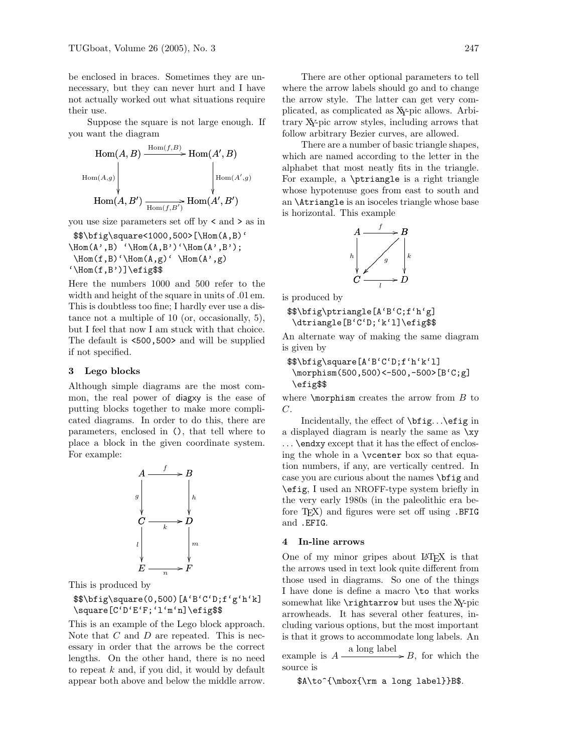be enclosed in braces. Sometimes they are unnecessary, but they can never hurt and I have not actually worked out what situations require their use.

Suppose the square is not large enough. If you want the diagram

$$\begin{array}{ccc} \mathrm{Hom}(A,B) & \xrightarrow{\mathrm{Hom}(f,B)} & \mathrm{Hom}(A',B) \\ {\scriptstyle \mathrm{Hom}(A,g)}\downarrow & & \downarrow{\scriptstyle \mathrm{Hom}(A',g)} \\ \mathrm{Hom}(A,B') & \xrightarrow[\mathrm{Hom}(f,B')]{} & \mathrm{Hom}(A',B') \end{array}$$

you use size parameters set off by < and > as in

```
$$\bfig\square<1000,500>[\Hom(A,B)`
\Hom(A',B) `\Hom(A,B')`\Hom(A',B');
 \Hom(f,B)`\Hom(A,g)` \Hom(A',g)
`\Hom(f,B')]\efig$$
```

Here the numbers 1000 and 500 refer to the width and height of the square in units of .01 em. This is doubtless too fine; I hardly ever use a distance not a multiple of 10 (or, occasionally, 5), but I feel that now I am stuck with that choice. The default is <500,500> and will be supplied if not specified.

## 3 Lego blocks

Although simple diagrams are the most common, the real power of diagxy is the ease of putting blocks together to make more complicated diagrams. In order to do this, there are parameters, enclosed in (), that tell where to place a block in the given coordinate system. For example:

$$\begin{array}{ccc} A & \xrightarrow{f} & B \\ {\scriptstyle g}\downarrow & & \downarrow{\scriptstyle h} \\ C & \xrightarrow[k]{} & D \\ {\scriptstyle l}\downarrow & & \downarrow{\scriptstyle m} \\ E & \xrightarrow[n]{} & F \end{array}$$

This is produced by

```
$$\bfig\square(0,500)[A`B`C`D;f`g`h`k]
\square[C`D`E`F;`l`m`n]\efig$$
```

This is an example of the Lego block approach. Note that $C$ and $D$ are repeated. This is necessary in order that the arrows be the correct lengths. On the other hand, there is no need to repeat $k$ and, if you did, it would by default appear both above and below the middle arrow.

There are other optional parameters to tell where the arrow labels should go and to change the arrow style. The latter can get very complicated, as complicated as XY-pic allows. Arbitrary XY-pic arrow styles, including arrows that follow arbitrary Bezier curves, are allowed.

There are a number of basic triangle shapes, which are named according to the letter in the alphabet that most neatly fits in the triangle. For example, a \ptriangle is a right triangle whose hypotenuse goes from east to south and an \Atriangle is an isoceles triangle whose base is horizontal. This example

$$\begin{array}{ccc} A & \xrightarrow{f} & B \\ {\scriptstyle h}\downarrow & \swarrow{\scriptstyle g} & \downarrow{\scriptstyle k} \\ C & \xrightarrow[l]{} & D \end{array}$$

is produced by

```
$$\bfig\ptriangle[A`B`C;f`h`g]
 \dtriangle[B`C`D;`k`l]\efig$$
```

An alternate way of making the same diagram is given by

```
$$\bfig\square[A`B`C`D;f`h`k`l]
 \morphism(500,500)<-500,-500>[B`C;g]
 \efig$$
```

where \morphism creates the arrow from $B$ to $C$.

Incidentally, the effect of \bfig...\efig in a displayed diagram is nearly the same as \xy ... \endxy except that it has the effect of enclosing the whole in a \vcenter box so that equation numbers, if any, are vertically centred. In case you are curious about the names \bfig and \efig, I used an NROFF-type system briefly in the very early 1980s (in the paleolithic era before TEX) and figures were set off using .BFIG and .EFIG.

## 4 In-line arrows

One of my minor gripes about LATEX is that the arrows used in text look quite different from those used in diagrams. So one of the things I have done is define a macro \to that works somewhat like \rightarrow but uses the XY-pic arrowheads. It has several other features, including various options, but the most important is that it grows to accommodate long labels. An example is $A \xrightarrow{\text{a long label}} B$, for which the source is

```
$A\to^{\mbox{\rm a long label}}B$.
```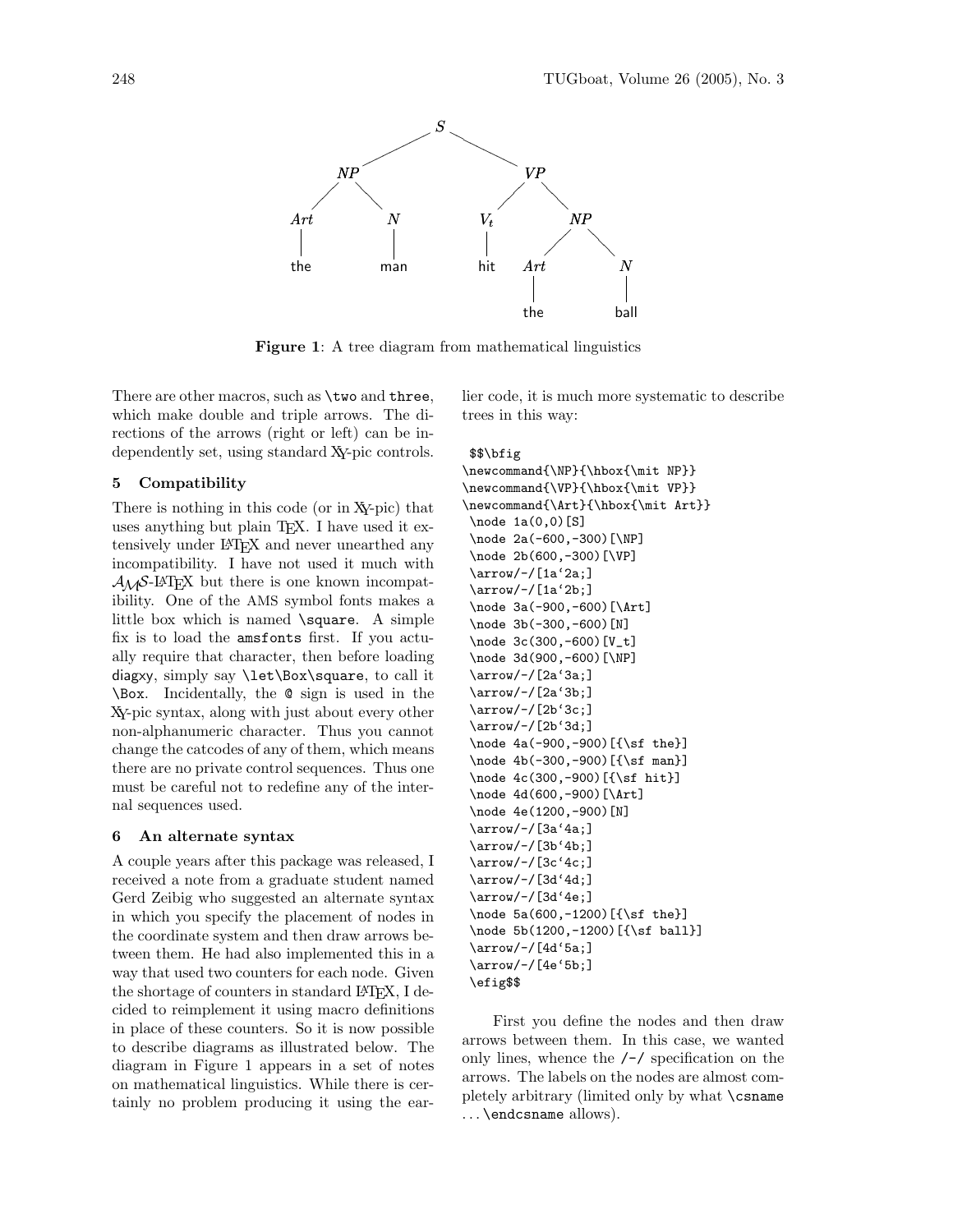**Figure 1**: A tree diagram from mathematical linguistics

There are other macros, such as \two and three, which make double and triple arrows. The directions of the arrows (right or left) can be independently set, using standard XY-pic controls.

## 5 Compatibility

There is nothing in this code (or in XY-pic) that uses anything but plain TEX. I have used it extensively under LATEX and never unearthed any incompatibility. I have not used it much with AMS-LATEX but there is one known incompatibility. One of the AMS symbol fonts makes a little box which is named \square. A simple fix is to load the amsfonts first. If you actually require that character, then before loading diagxy, simply say \let\Box\square, to call it \Box. Incidentally, the @ sign is used in the XY-pic syntax, along with just about every other non-alphanumeric character. Thus you cannot change the catcodes of any of them, which means there are no private control sequences. Thus one must be careful not to redefine any of the internal sequences used.

## 6 An alternate syntax

A couple years after this package was released, I received a note from a graduate student named Gerd Zeibig who suggested an alternate syntax in which you specify the placement of nodes in the coordinate system and then draw arrows between them. He had also implemented this in a way that used two counters for each node. Given the shortage of counters in standard LATEX, I decided to reimplement it using macro definitions in place of these counters. So it is now possible to describe diagrams as illustrated below. The diagram in Figure 1 appears in a set of notes on mathematical linguistics. While there is certainly no problem producing it using the earlier code, it is much more systematic to describe trees in this way:

```
 $$\bfig
\newcommand{\NP}{\hbox{\mit NP}}
\newcommand{\VP}{\hbox{\mit VP}}
\newcommand{\Art}{\hbox{\mit Art}}
 \node 1a(0,0)[S]
 \node 2a(-600,-300)[\NP]
 \node 2b(600,-300)[\VP]
 \arrow/-/[1a`2a;]
 \arrow/-/[1a`2b;]
 \node 3a(-900,-600)[\Art]
 \node 3b(-300,-600)[N]
 \node 3c(300,-600)[V_t]
 \node 3d(900,-600)[\NP]
 \arrow/-/[2a`3a;]
 \arrow/-/[2a`3b;]
 \arrow/-/[2b`3c;]
 \arrow/-/[2b`3d;]
 \node 4a(-900,-900)[{\sf the}]
 \node 4b(-300,-900)[{\sf man}]
 \node 4c(300,-900)[{\sf hit}]
 \node 4d(600,-900)[\Art]
 \node 4e(1200,-900)[N]
 \arrow/-/[3a`4a;]
 \arrow/-/[3b`4b;]
 \arrow/-/[3c`4c;]
 \arrow/-/[3d`4d;]
 \arrow/-/[3d`4e;]
 \node 5a(600,-1200)[{\sf the}]
 \node 5b(1200,-1200)[{\sf ball}]
 \arrow/-/[4d`5a;]
 \arrow/-/[4e`5b;]
 \efig$$
```

First you define the nodes and then draw arrows between them. In this case, we wanted only lines, whence the /-/ specification on the arrows. The labels on the nodes are almost completely arbitrary (limited only by what \csname ... \endcsname allows).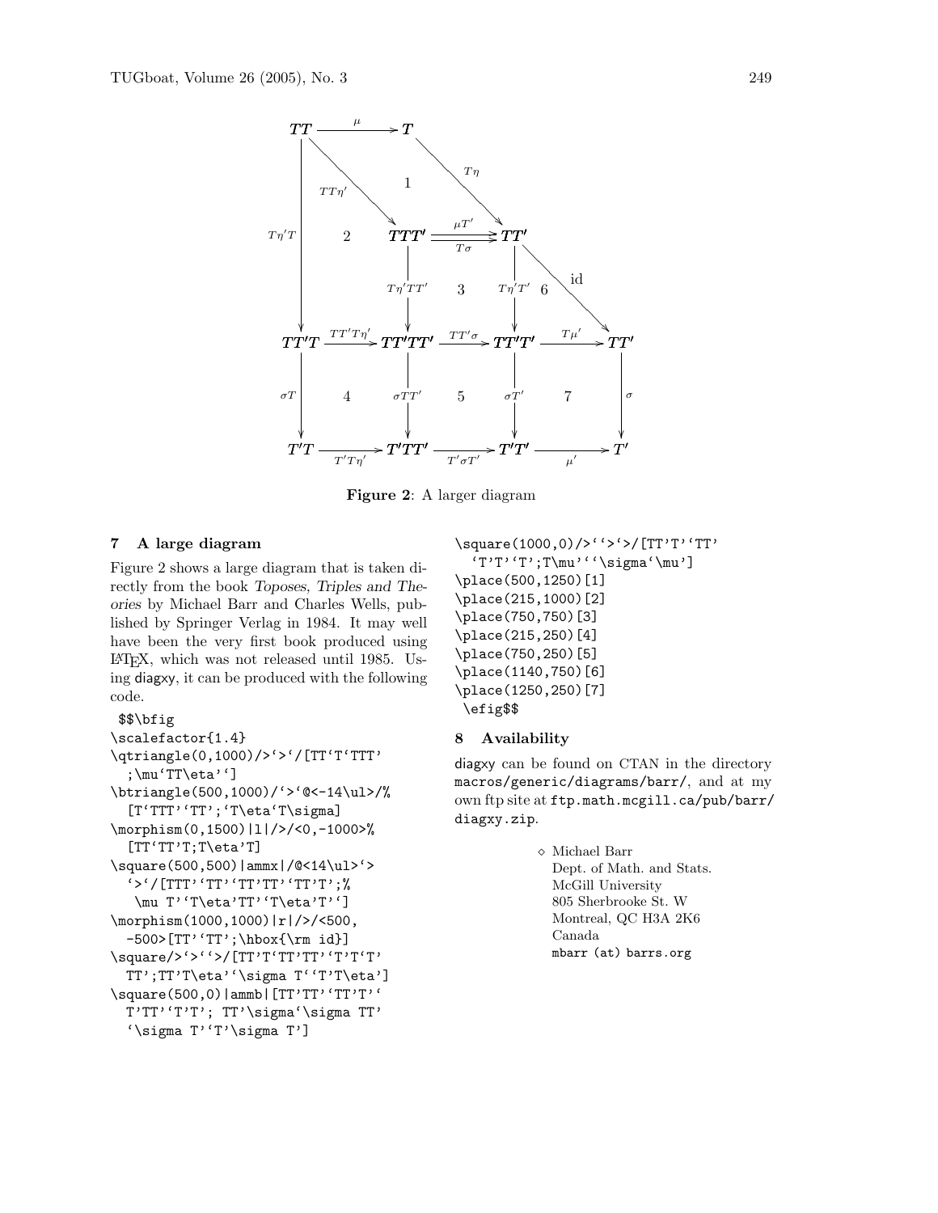Figure 2: A larger diagram

## 7 A large diagram

Figure 2 shows a large diagram that is taken directly from the book *Toposes, Triples and Theories* by Michael Barr and Charles Wells, published by Springer Verlag in 1984. It may well have been the very first book produced using LaTeX, which was not released until 1985. Using diagxy, it can be produced with the following code.

```
 $$\bfig
\scalefactor{1.4}
\qtriangle(0,1000)/>`>`/[TT`T`TTT'
  ;\mu`TT\eta'`]
\btriangle(500,1000)/`>`@<-14\ul>/%
  [T`TTT'`TT';`T\eta`T\sigma]
\morphism(0,1500)|l|/>/<0,-1000>%
  [TT`TT'T;T\eta'T]
\square(500,500)|ammx|/@<14\ul>`>
  `>`/[TTT'`TT'`TT'TT'`TT'T';%
   \mu T'`T\eta'TT'`T\eta'T'`]
\morphism(1000,1000)|r|/>/<500,
  -500>[TT'`TT';\hbox{\rm id}]
\square/>`>``>/[TT'T`TT'TT'`T'T`T'
  TT';TT'T\eta'`\sigma T``T'T\eta']
\square(500,0)|ammb|[TT'TT'`TT'T'`
  T'TT'`T'T'; TT'\sigma`\sigma TT'
  `\sigma T'`T'\sigma T']
\square(1000,0)/>``>`>/[TT'T'`TT'
  `T'T'`T';T\mu'``\sigma`\mu']
\place(500,1250)[1]
\place(215,1000)[2]
\place(750,750)[3]
\place(215,250)[4]
\place(750,250)[5]
\place(1140,750)[6]
\place(1250,250)[7]
 \efig$$
```

## 8 Availability

diagxy can be found on CTAN in the directory `macros/generic/diagrams/barr/`, and at my own ftp site at `ftp.math.mcgill.ca/pub/barr/diagxy.zip`.

⋄ Michael Barr  
Dept. of Math. and Stats.  
McGill University  
805 Sherbrooke St. W  
Montreal, QC H3A 2K6  
Canada  
`mbarr (at) barrs.org`